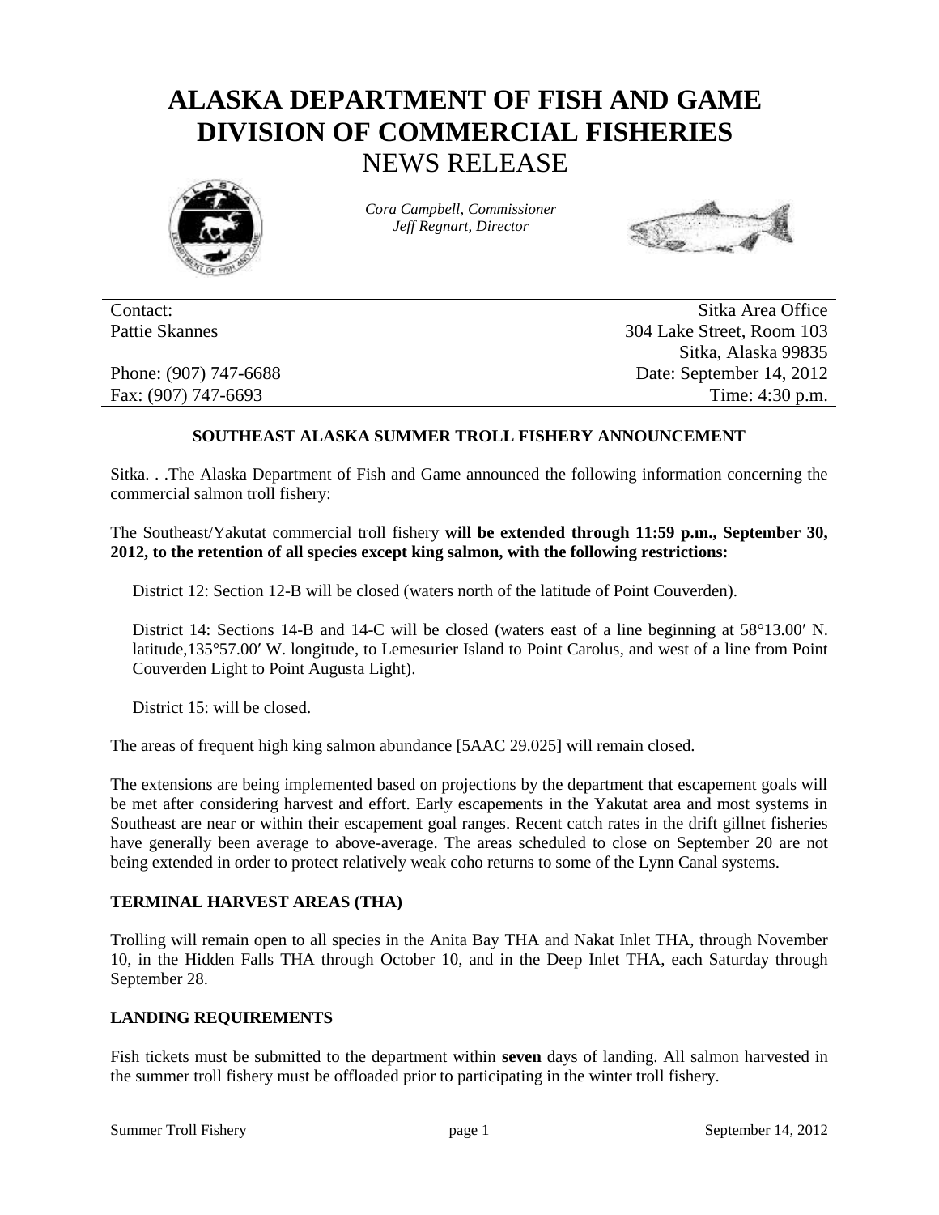# ALASKA DEPARTMENT OF FISH AND GAME
# DIVISION OF COMMERCIAL FISHERIES
## NEWS RELEASE

*Cora Campbell, Commissioner*
*Jeff Regnart, Director*

| | |
|---|---|
| Contact: | Sitka Area Office |
| Pattie Skannes | 304 Lake Street, Room 103 |
| | Sitka, Alaska 99835 |
| Phone: (907) 747-6688 | Date: September 14, 2012 |
| Fax: (907) 747-6693 | Time: 4:30 p.m. |

**SOUTHEAST ALASKA SUMMER TROLL FISHERY ANNOUNCEMENT**

Sitka. . .The Alaska Department of Fish and Game announced the following information concerning the commercial salmon troll fishery:

The Southeast/Yakutat commercial troll fishery **will be extended through 11:59 p.m., September 30, 2012, to the retention of all species except king salmon, with the following restrictions:**

District 12: Section 12-B will be closed (waters north of the latitude of Point Couverden).

District 14: Sections 14-B and 14-C will be closed (waters east of a line beginning at 58°13.00′ N. latitude,135°57.00′ W. longitude, to Lemesurier Island to Point Carolus, and west of a line from Point Couverden Light to Point Augusta Light).

District 15: will be closed.

The areas of frequent high king salmon abundance [5AAC 29.025] will remain closed.

The extensions are being implemented based on projections by the department that escapement goals will be met after considering harvest and effort. Early escapements in the Yakutat area and most systems in Southeast are near or within their escapement goal ranges. Recent catch rates in the drift gillnet fisheries have generally been average to above-average. The areas scheduled to close on September 20 are not being extended in order to protect relatively weak coho returns to some of the Lynn Canal systems.

**TERMINAL HARVEST AREAS (THA)**

Trolling will remain open to all species in the Anita Bay THA and Nakat Inlet THA, through November 10, in the Hidden Falls THA through October 10, and in the Deep Inlet THA, each Saturday through September 28.

**LANDING REQUIREMENTS**

Fish tickets must be submitted to the department within **seven** days of landing. All salmon harvested in the summer troll fishery must be offloaded prior to participating in the winter troll fishery.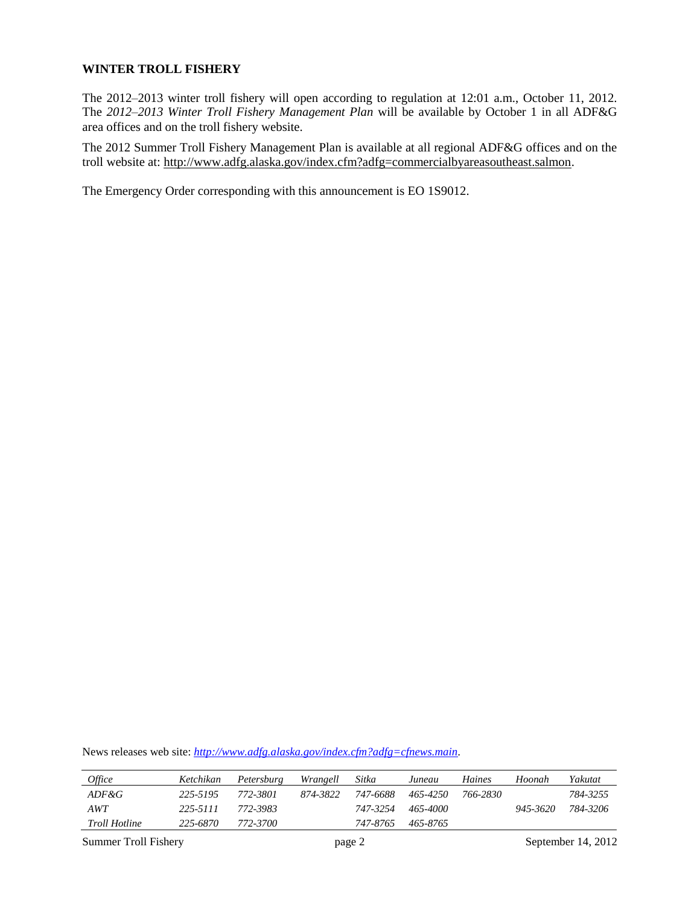**WINTER TROLL FISHERY**

The 2012–2013 winter troll fishery will open according to regulation at 12:01 a.m., October 11, 2012. The *2012–2013 Winter Troll Fishery Management Plan* will be available by October 1 in all ADF&G area offices and on the troll fishery website.

The 2012 Summer Troll Fishery Management Plan is available at all regional ADF&G offices and on the troll website at: http://www.adfg.alaska.gov/index.cfm?adfg=commercialbyareasoutheast.salmon.

The Emergency Order corresponding with this announcement is EO 1S9012.

News releases web site: *http://www.adfg.alaska.gov/index.cfm?adfg=cfnews.main*.

| *Office* | *Ketchikan* | *Petersburg* | *Wrangell* | *Sitka* | *Juneau* | *Haines* | *Hoonah* | *Yakutat* |
|---|---|---|---|---|---|---|---|---|
| *ADF&G* | *225-5195* | *772-3801* | *874-3822* | *747-6688* | *465-4250* | *766-2830* | | *784-3255* |
| *AWT* | *225-5111* | *772-3983* | | *747-3254* | *465-4000* | | *945-3620* | *784-3206* |
| *Troll Hotline* | *225-6870* | *772-3700* | | *747-8765* | *465-8765* | | | |